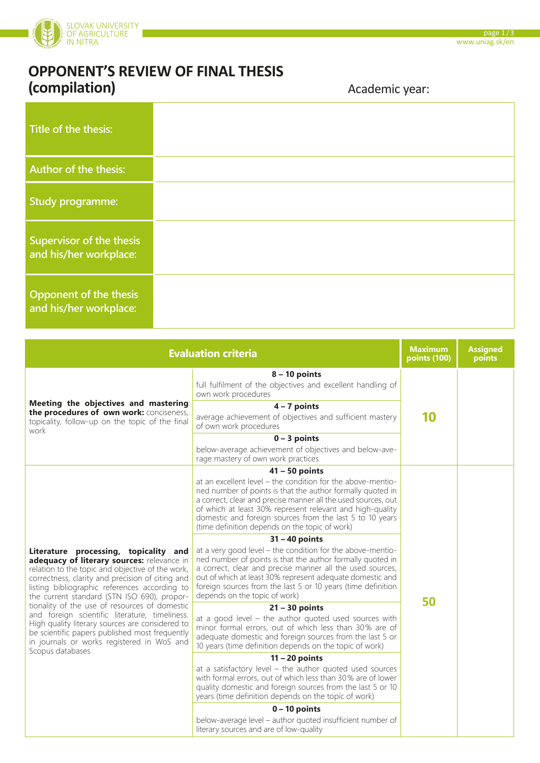# OPPONENT'S REVIEW OF FINAL THESIS (compilation)

Academic year:

| | |
|---|---|
| Title of the thesis: | |
| Author of the thesis: | |
| Study programme: | |
| Supervisor of the thesis and his/her workplace: | |
| Opponent of the thesis and his/her workplace: | |

| Evaluation criteria | | Maximum points (100) | Assigned points |
|---|---|---|---|
| **Meeting the objectives and mastering the procedures of own work:** conciseness, topicality, follow-up on the topic of the final work | **8 – 10 points** full fulfilment of the objectives and excellent handling of own work procedures | 10 | |
| | **4 – 7 points** average achievement of objectives and sufficient mastery of own work procedures | | |
| | **0 – 3 points** below-average achievement of objectives and below-average mastery of own work practices | | |
| **Literature processing, topicality and adequacy of literary sources:** relevance in relation to the topic and objective of the work, correctness, clarity and precision of citing and listing bibliographic references according to the current standard (STN ISO 690), proportionality of the use of resources of domestic and foreign scientific literature, timeliness. High quality literary sources are considered to be scientific papers published most frequently in journals or works registered in WoS and Scopus databases | **41 – 50 points** at an excellent level – the condition for the above-mentioned number of points is that the author formally quoted in a correct, clear and precise manner all the used sources, out of which at least 30% represent relevant and high-quality domestic and foreign sources from the last 5 to 10 years (time definition depends on the topic of work) | 50 | |
| | **31 – 40 points** at a very good level – the condition for the above-mentioned number of points is that the author formally quoted in a correct, clear and precise manner all the used sources, out of which at least 30% represent adequate domestic and foreign sources from the last 5 or 10 years (time definition depends on the topic of work) | | |
| | **21 – 30 points** at a good level – the author quoted used sources with minor formal errors, out of which less than 30% are of adequate domestic and foreign sources from the last 5 or 10 years (time definition depends on the topic of work) | | |
| | **11 – 20 points** at a satisfactory level – the author quoted used sources with formal errors, out of which less than 30% are of lower quality domestic and foreign sources from the last 5 or 10 years (time definition depends on the topic of work) | | |
| | **0 – 10 points** below-average level – author quoted insufficient number of literary sources and are of low-quality | | |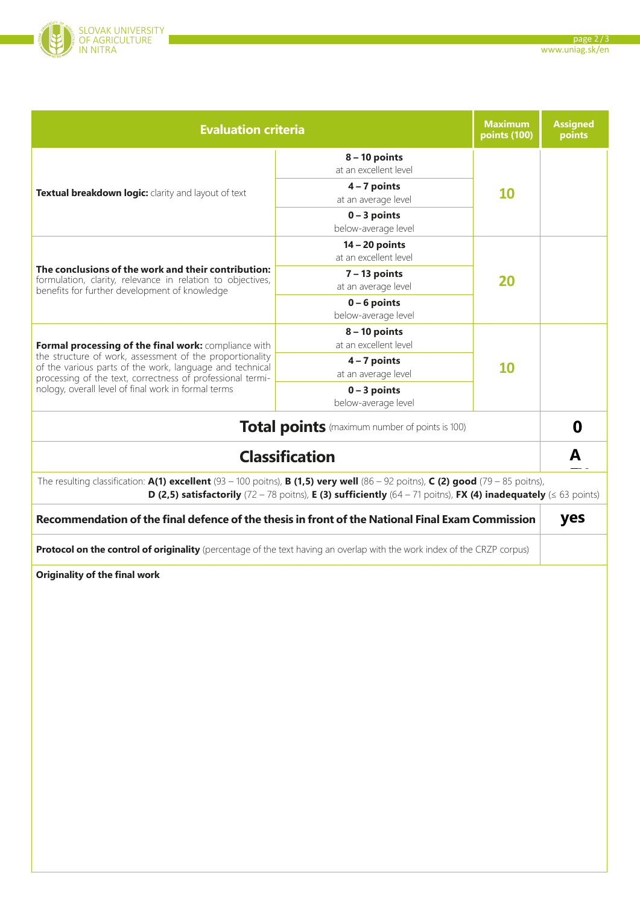| Evaluation criteria | | Maximum points (100) | Assigned points |
|---|---|---|---|
| **Textual breakdown logic:** clarity and layout of text | **8 – 10 points** at an excellent level | 10 | |
| | **4 – 7 points** at an average level | | |
| | **0 – 3 points** below-average level | | |
| **The conclusions of the work and their contribution:** formulation, clarity, relevance in relation to objectives, benefits for further development of knowledge | **14 – 20 points** at an excellent level | 20 | |
| | **7 – 13 points** at an average level | | |
| | **0 – 6 points** below-average level | | |
| **Formal processing of the final work:** compliance with the structure of work, assessment of the proportionality of the various parts of the work, language and technical processing of the text, correctness of professional terminology, overall level of final work in formal terms | **8 – 10 points** at an excellent level | 10 | |
| | **4 – 7 points** at an average level | | |
| | **0 – 3 points** below-average level | | |
| **Total points** (maximum number of points is 100) | | | **0** |
| **Classification** | | | **A** |

The resulting classification: **A(1) excellent** (93 – 100 poitns), **B (1,5) very well** (86 – 92 poitns), **C (2) good** (79 – 85 poitns), **D (2,5) satisfactorily** (72 – 78 poitns), **E (3) sufficiently** (64 – 71 poitns), **FX (4) inadequately** (≤ 63 points)

| **Recommendation of the final defence of the thesis in front of the National Final Exam Commission** | **yes** |
|---|---|
| **Protocol on the control of originality** (percentage of the text having an overlap with the work index of the CRZP corpus) | |

**Originality of the final work**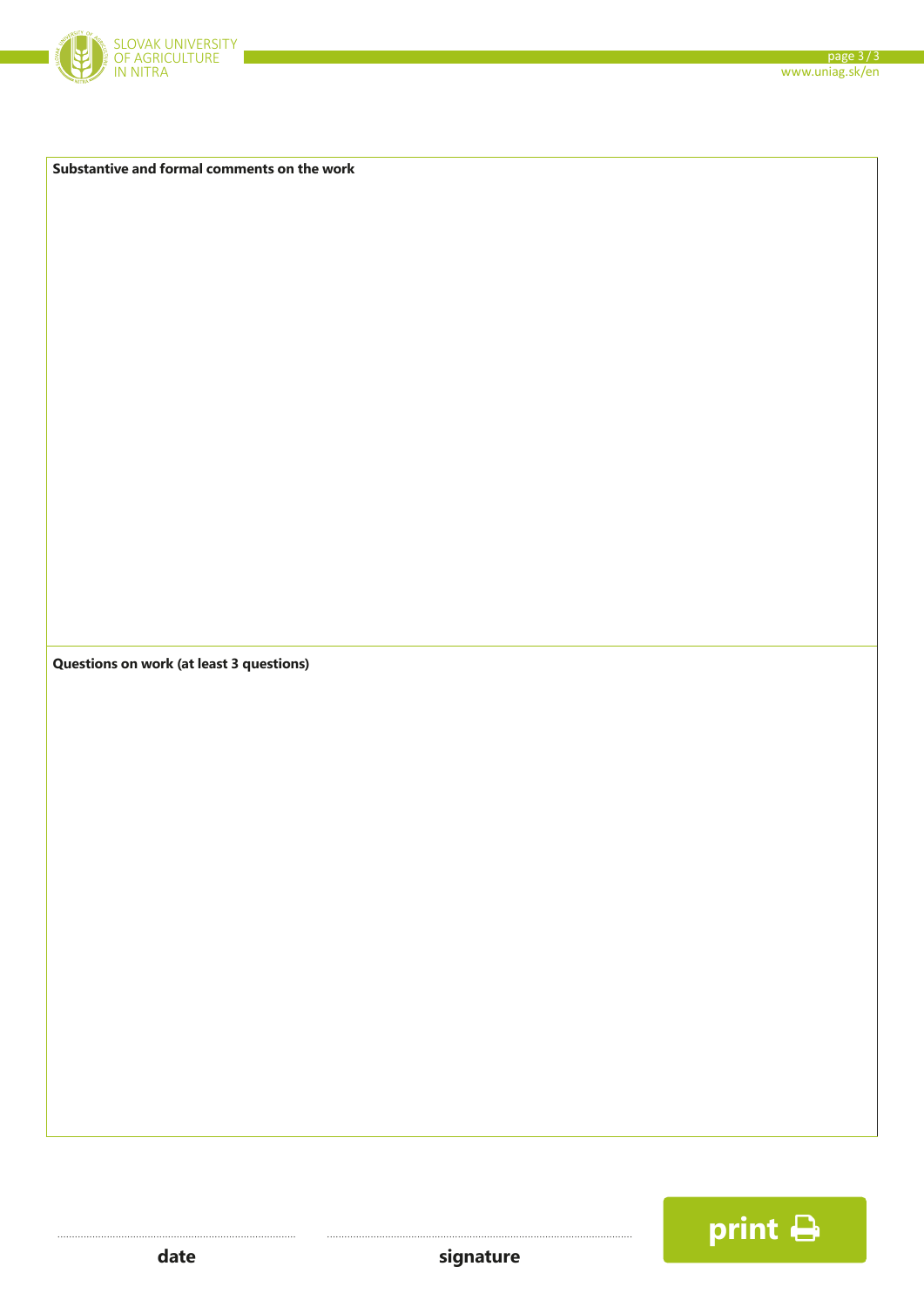**Substantive and formal comments on the work**

**Questions on work (at least 3 questions)**

date

signature

print